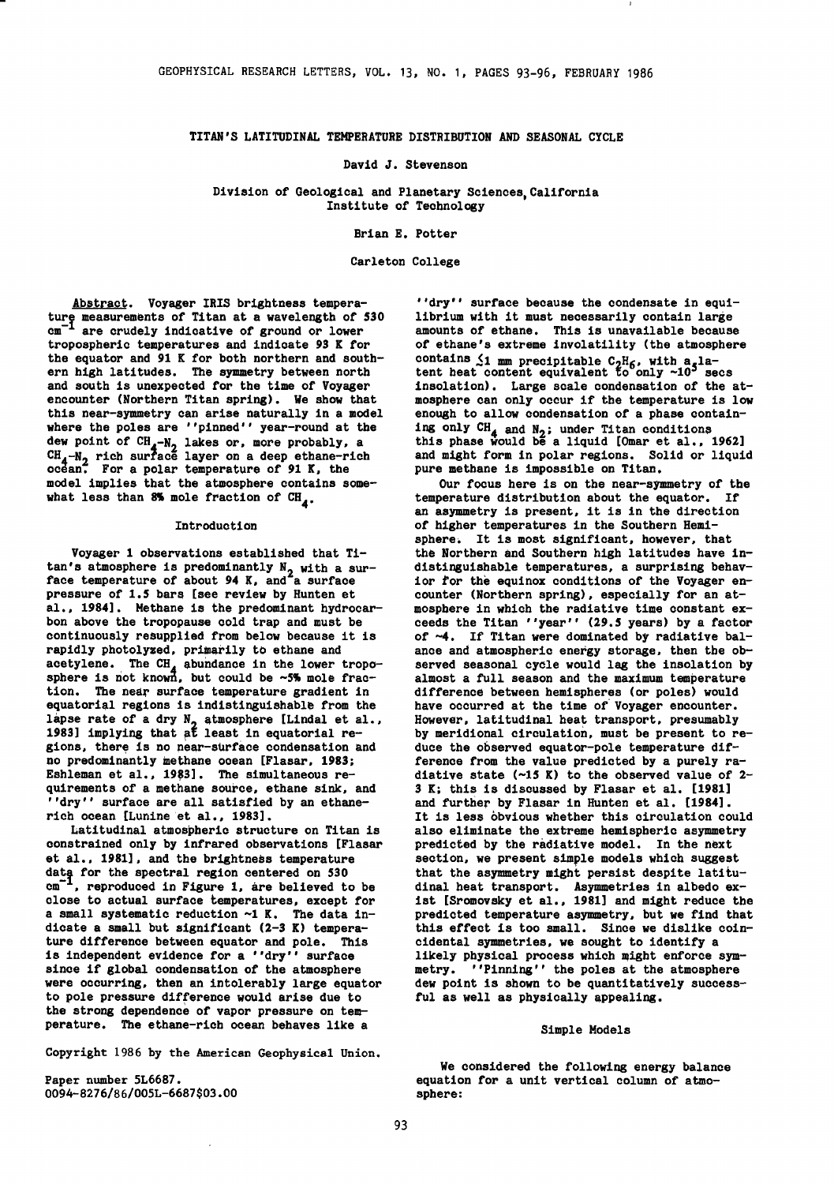# TITAN'S LATITUDINAL TEMPERATURE DISTRIBUTION AND SEASONAL CYCLE

David J. Stevenson

Division of Geological and Planetary Sciences, California Institute of Technology

Brian E. Potter

Carleton College

**Abstract.** Voyager IRIS brightness temperature measurements of Titan at a wavelength of 530 $cm^{-1}$ are crudely indicative of ground or lower tropospheric temperatures and indicate 93 K for the equator and 91 K for both northern and southern high latitudes. The symmetry between north and south is unexpected for the time of Voyager encounter (Northern Titan spring). We show that this near-symmetry can arise naturally in a model where the poles are ''pinned'' year-round at the dew point of $CH_4$-$N_2$ lakes or, more probably, a $CH_4$-$N_2$ rich surface layer on a deep ethane-rich ocean. For a polar temperature of 91 K, the model implies that the atmosphere contains somewhat less than 8% mole fraction of $CH_4$.

## Introduction

Voyager 1 observations established that Titan's atmosphere is predominantly $N_2$ with a surface temperature of about 94 K, and a surface pressure of 1.5 bars [see review by Hunten et al., 1984]. Methane is the predominant hydrocarbon above the tropopause cold trap and must be continuously resupplied from below because it is rapidly photolyzed, primarily to ethane and acetylene. The $CH_4$ abundance in the lower troposphere is not known, but could be ~5% mole fraction. The near surface temperature gradient in equatorial regions is indistinguishable from the lapse rate of a dry $N_2$ atmosphere [Lindal et al., 1983] implying that at least in equatorial regions, there is no near-surface condensation and no predominantly methane ocean [Flasar, 1983; Eshleman et al., 1983]. The simultaneous requirements of a methane source, ethane sink, and ''dry'' surface are all satisfied by an ethane-rich ocean [Lunine et al., 1983].

Latitudinal atmospheric structure on Titan is constrained only by infrared observations [Flasar et al., 1981], and the brightness temperature data for the spectral region centered on 530 $cm^{-1}$, reproduced in Figure 1, are believed to be close to actual surface temperatures, except for a small systematic reduction ~1 K. The data indicate a small but significant (2-3 K) temperature difference between equator and pole. This is independent evidence for a ''dry'' surface since if global condensation of the atmosphere were occurring, then an intolerably large equator to pole pressure difference would arise due to the strong dependence of vapor pressure on temperature. The ethane-rich ocean behaves like a ''dry'' surface because the condensate in equilibrium with it must necessarily contain large amounts of ethane. This is unavailable because of ethane's extreme involatility (the atmosphere contains $\lesssim$1 mm precipitable $C_2H_6$, with a latent heat content equivalent to only ~$10^5$ secs insolation). Large scale condensation of the atmosphere can only occur if the temperature is low enough to allow condensation of a phase containing only $CH_4$ and $N_2$; under Titan conditions this phase would be a liquid [Omar et al., 1962] and might form in polar regions. Solid or liquid pure methane is impossible on Titan.

Our focus here is on the near-symmetry of the temperature distribution about the equator. If an asymmetry is present, it is in the direction of higher temperatures in the Southern Hemisphere. It is most significant, however, that the Northern and Southern high latitudes have indistinguishable temperatures, a surprising behavior for the equinox conditions of the Voyager encounter (Northern spring), especially for an atmosphere in which the radiative time constant exceeds the Titan ''year'' (29.5 years) by a factor of ~4. If Titan were dominated by radiative balance and atmospheric energy storage, then the observed seasonal cycle would lag the insolation by almost a full season and the maximum temperature difference between hemispheres (or poles) would have occurred at the time of Voyager encounter. However, latitudinal heat transport, presumably by meridional circulation, must be present to reduce the observed equator-pole temperature difference from the value predicted by a purely radiative state (~15 K) to the observed value of 2-3 K; this is discussed by Flasar et al. [1981] and further by Flasar in Hunten et al. [1984]. It is less obvious whether this circulation could also eliminate the extreme hemispheric asymmetry predicted by the radiative model. In the next section, we present simple models which suggest that the asymmetry might persist despite latitudinal heat transport. Asymmetries in albedo exist [Sromovsky et al., 1981] and might reduce the predicted temperature asymmetry, but we find that this effect is too small. Since we dislike coincidental symmetries, we sought to identify a likely physical process which might enforce symmetry. ''Pinning'' the poles at the atmosphere dew point is shown to be quantitatively successful as well as physically appealing.

## Simple Models

We considered the following energy balance equation for a unit vertical column of atmosphere:

Copyright 1986 by the American Geophysical Union.

Paper number 5L6687.
0094-8276/86/005L-6687$03.00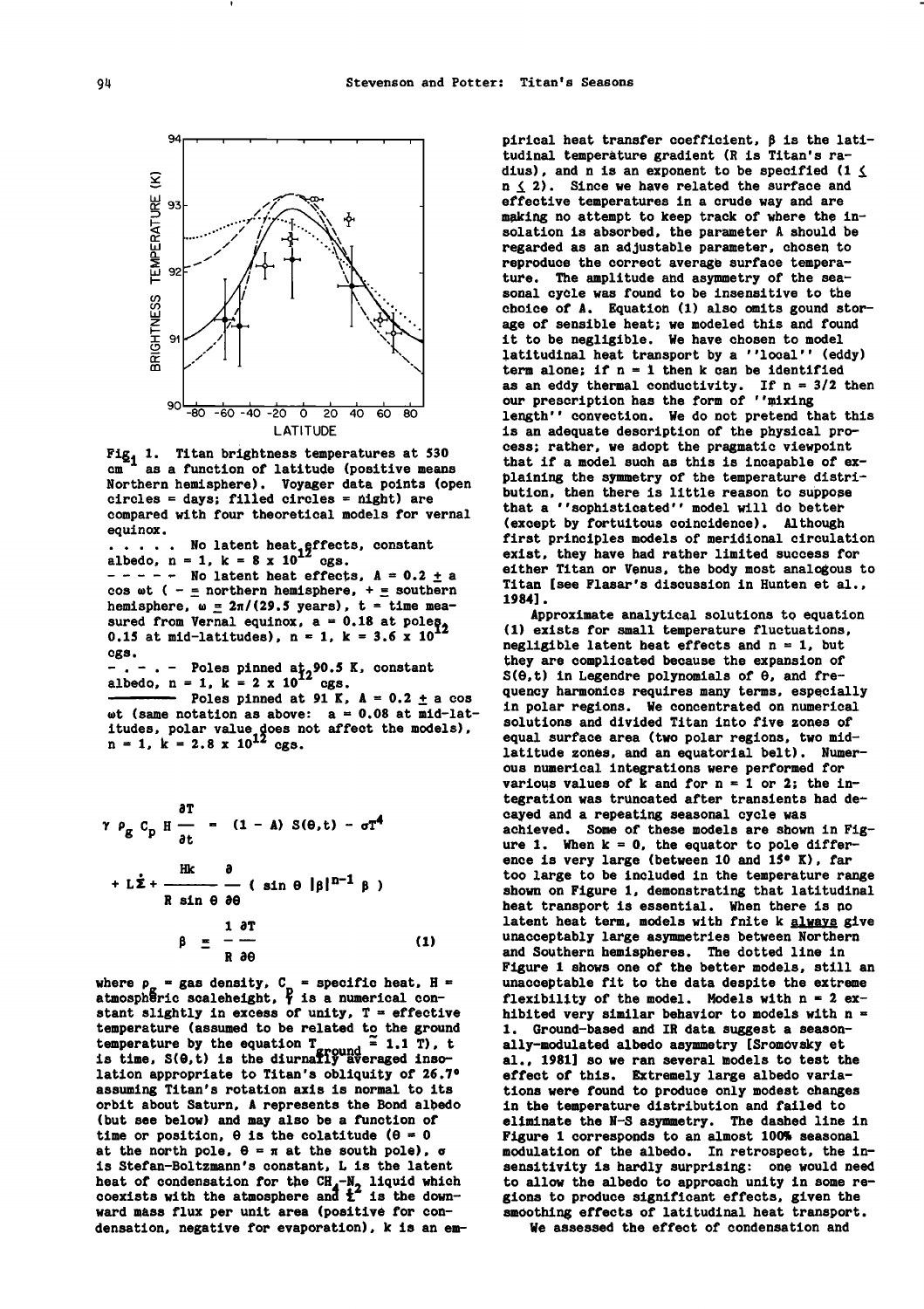Fig. 1. Titan brightness temperatures at 530 $cm^{-1}$ as a function of latitude (positive means Northern hemisphere). Voyager data points (open circles = days; filled circles = night) are compared with four theoretical models for vernal equinox.

. . . . . No latent heat effects, constant albedo, $n = 1$, $k = 8 \times 10^{12}$ cgs.

- - - - - No latent heat effects, $A = 0.2 \pm a \cos \omega t$ ($-$ ≡ northern hemisphere, $+$ ≡ southern hemisphere, $\omega \equiv 2\pi/(29.5$ years$)$, $t$ = time measured from Vernal equinox, $a = 0.18$ at poles, 0.15 at mid-latitudes), $n = 1$, $k = 3.6 \times 10^{12}$ cgs.

- . - . - Poles pinned at 90.5 K, constant albedo, $n = 1$, $k = 2 \times 10^{12}$ cgs.

———— Poles pinned at 91 K, $A = 0.2 \pm a \cos \omega t$ (same notation as above: $a = 0.08$ at mid-latitudes, polar value does not affect the models), $n = 1$, $k = 2.8 \times 10^{12}$ cgs.

$$\gamma \rho_g C_p H \frac{\partial T}{\partial t} = (1 - A) S(\theta,t) - \sigma T^4 + L\dot{\Sigma} + \frac{Hk}{R \sin \theta} \frac{\partial}{\partial \theta} \left( \sin \theta \, |\beta|^{n-1} \beta \right)$$

$$\beta \equiv \frac{1}{R} \frac{\partial T}{\partial \theta} \qquad (1)$$

where $\rho_g$ = gas density, $C_p$ = specific heat, $H$ = atmospheric scaleheight, $\gamma$ is a numerical constant slightly in excess of unity, $T$ = effective temperature (assumed to be related to the ground temperature by the equation $T_{ground} \simeq 1.1\ T$), $t$ is time, $S(\theta,t)$ is the diurnally averaged insolation appropriate to Titan's obliquity of 26.7° assuming Titan's rotation axis is normal to its orbit about Saturn, $A$ represents the Bond albedo (but see below) and may also be a function of time or position, $\theta$ is the colatitude ($\theta = 0$ at the north pole, $\theta = \pi$ at the south pole), $\sigma$ is Stefan-Boltzmann's constant, $L$ is the latent heat of condensation for the $CH_4$-$N_2$ liquid which coexists with the atmosphere and $\dot{\Sigma}$ is the downward mass flux per unit area (positive for condensation, negative for evaporation), $k$ is an empirical heat transfer coefficient, $\beta$ is the latitudinal temperature gradient ($R$ is Titan's radius), and $n$ is an exponent to be specified ($1 \le n \le 2$). Since we have related the surface and effective temperatures in a crude way and are making no attempt to keep track of where the insolation is absorbed, the parameter $A$ should be regarded as an adjustable parameter, chosen to reproduce the correct average surface temperature. The amplitude and asymmetry of the seasonal cycle was found to be insensitive to the choice of $A$. Equation (1) also omits gound storage of sensible heat; we modeled this and found it to be negligible. We have chosen to model latitudinal heat transport by a "local" (eddy) term alone; if $n = 1$ then $k$ can be identified as an eddy thermal conductivity. If $n = 3/2$ then our prescription has the form of "mixing length" convection. We do not pretend that this is an adequate description of the physical process; rather, we adopt the pragmatic viewpoint that if a model such as this is incapable of explaining the symmetry of the temperature distribution, then there is little reason to suppose that a "sophisticated" model will do better (except by fortuitous coincidence). Although first principles models of meridional circulation exist, they have had rather limited success for either Titan or Venus, the body most analogous to Titan [see Flasar's discussion in Hunten et al., 1984].

Approximate analytical solutions to equation (1) exists for small temperature fluctuations, negligible latent heat effects and $n = 1$, but they are complicated because the expansion of $S(\theta,t)$ in Legendre polynomials of $\theta$, and frequency harmonics requires many terms, especially in polar regions. We concentrated on numerical solutions and divided Titan into five zones of equal surface area (two polar regions, two mid-latitude zones, and an equatorial belt). Numerous numerical integrations were performed for various values of $k$ and for $n = 1$ or 2; the integration was truncated after transients had decayed and a repeating seasonal cycle was achieved. Some of these models are shown in Figure 1. When $k = 0$, the equator to pole difference is very large (between 10 and 15° K), far too large to be included in the temperature range shown on Figure 1, demonstrating that latitudinal heat transport is essential. When there is no latent heat term, models with fnite $k$ <u>always</u> give unacceptably large asymmetries between Northern and Southern hemispheres. The dotted line in Figure 1 shows one of the better models, still an unacceptable fit to the data despite the extreme flexibility of the model. Models with $n = 2$ exhibited very similar behavior to models with $n = 1$. Ground-based and IR data suggest a seasonally-modulated albedo asymmetry [Sromovsky et al., 1981] so we ran several models to test the effect of this. Extremely large albedo variations were found to produce only modest changes in the temperature distribution and failed to eliminate the N-S asymmetry. The dashed line in Figure 1 corresponds to an almost 100% seasonal modulation of the albedo. In retrospect, the insensitivity is hardly surprising: one would need to allow the albedo to approach unity in some regions to produce significant effects, given the smoothing effects of latitudinal heat transport.

We assessed the effect of condensation and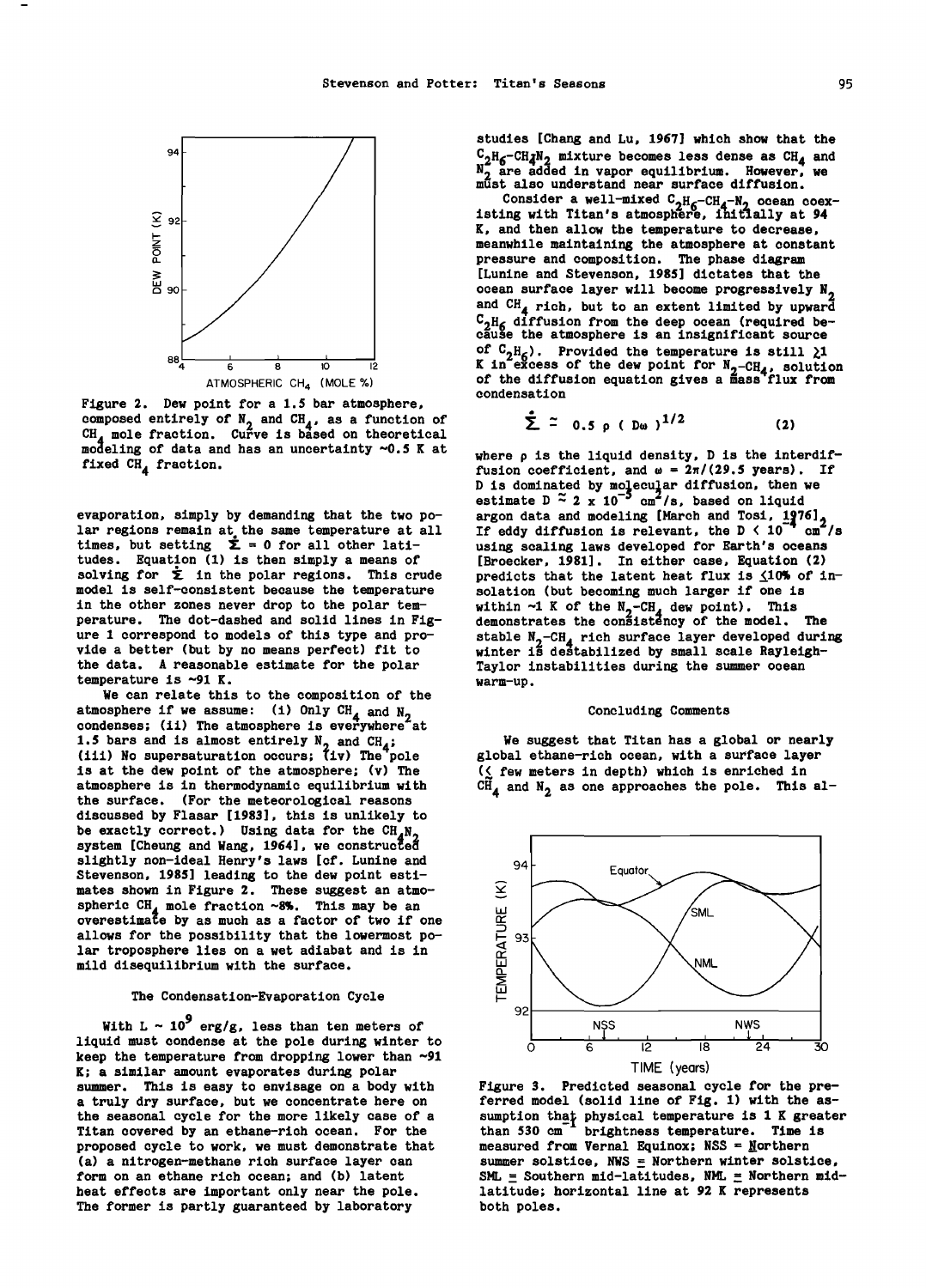Figure 2. Dew point for a 1.5 bar atmosphere, composed entirely of $N_2$ and $CH_4$, as a function of $CH_4$ mole fraction. Curve is based on theoretical modeling of data and has an uncertainty ~0.5 K at fixed $CH_4$ fraction.

evaporation, simply by demanding that the two polar regions remain at the same temperature at all times, but setting $\dot{\Sigma} = 0$ for all other latitudes. Equation (1) is then simply a means of solving for $\dot{\Sigma}$ in the polar regions. This crude model is self-consistent because the temperature in the other zones never drop to the polar temperature. The dot-dashed and solid lines in Figure 1 correspond to models of this type and provide a better (but by no means perfect) fit to the data. A reasonable estimate for the polar temperature is ~91 K.

We can relate this to the composition of the atmosphere if we assume: (i) Only $CH_4$ and $N_2$ condenses; (ii) The atmosphere is everywhere at 1.5 bars and is almost entirely $N_2$ and $CH_4$; (iii) No supersaturation occurs; (iv) The pole is at the dew point of the atmosphere; (v) The atmosphere is in thermodynamic equilibrium with the surface. (For the meteorological reasons discussed by Flasar [1983], this is unlikely to be exactly correct.) Using data for the $CH_4N_2$ system [Cheung and Wang, 1964], we constructed slightly non-ideal Henry's laws [cf. Lunine and Stevenson, 1985] leading to the dew point estimates shown in Figure 2. These suggest an atmospheric $CH_4$ mole fraction ~8%. This may be an overestimate by as much as a factor of two if one allows for the possibility that the lowermost polar troposphere lies on a wet adiabat and is in mild disequilibrium with the surface.

## The Condensation-Evaporation Cycle

With $L \sim 10^9$ erg/g, less than ten meters of liquid must condense at the pole during winter to keep the temperature from dropping lower than ~91 K; a similar amount evaporates during polar summer. This is easy to envisage on a body with a truly dry surface, but we concentrate here on the seasonal cycle for the more likely case of a Titan covered by an ethane-rich ocean. For the proposed cycle to work, we must demonstrate that (a) a nitrogen-methane rich surface layer can form on an ethane rich ocean; and (b) latent heat effects are important only near the pole. The former is partly guaranteed by laboratory studies [Chang and Lu, 1967] which show that the $C_2H_6$-$CH_4N_2$ mixture becomes less dense as $CH_4$ and $N_2$ are added in vapor equilibrium. However, we must also understand near surface diffusion.

Consider a well-mixed $C_2H_6$-$CH_4$-$N_2$ ocean coexisting with Titan's atmosphere, initially at 94 K, and then allow the temperature to decrease, meanwhile maintaining the atmosphere at constant pressure and composition. The phase diagram [Lunine and Stevenson, 1985] dictates that the ocean surface layer will become progressively $N_2$ and $CH_4$ rich, but to an extent limited by upward $C_2H_6$ diffusion from the deep ocean (required because the atmosphere is an insignificant source of $C_2H_6$). Provided the temperature is still $\gtrsim 1$ K in excess of the dew point for $N_2$-$CH_4$, solution of the diffusion equation gives a mass flux from condensation

$$\dot{\Sigma} \simeq 0.5\, \rho\, (D\omega)^{1/2} \tag{2}$$

where $\rho$ is the liquid density, D is the interdiffusion coefficient, and $\omega = 2\pi/(29.5$ years$)$. If D is dominated by molecular diffusion, then we estimate $D \simeq 2 \times 10^{-5}$ cm$^2$/s, based on liquid argon data and modeling [March and Tosi, 1976]. If eddy diffusion is relevant, the $D < 10^{-4}$ cm$^2$/s using scaling laws developed for Earth's oceans [Broecker, 1981]. In either case, Equation (2) predicts that the latent heat flux is $\lesssim$10% of insolation (but becoming much larger if one is within ~1 K of the $N_2$-$CH_4$ dew point). This demonstrates the consistency of the model. The stable $N_2$-$CH_4$ rich surface layer developed during winter is destabilized by small scale Rayleigh-Taylor instabilities during the summer ocean warm-up.

## Concluding Comments

We suggest that Titan has a global or nearly global ethane-rich ocean, with a surface layer ($\lesssim$ few meters in depth) which is enriched in $CH_4$ and $N_2$ as one approaches the pole. This al-

Figure 3. Predicted seasonal cycle for the preferred model (solid line of Fig. 1) with the assumption that physical temperature is 1 K greater than 530 cm$^{-1}$ brightness temperature. Time is measured from Vernal Equinox; NSS = Northern summer solstice, NWS = Northern winter solstice, SML = Southern mid-latitudes, NML = Northern mid-latitude; horizontal line at 92 K represents both poles.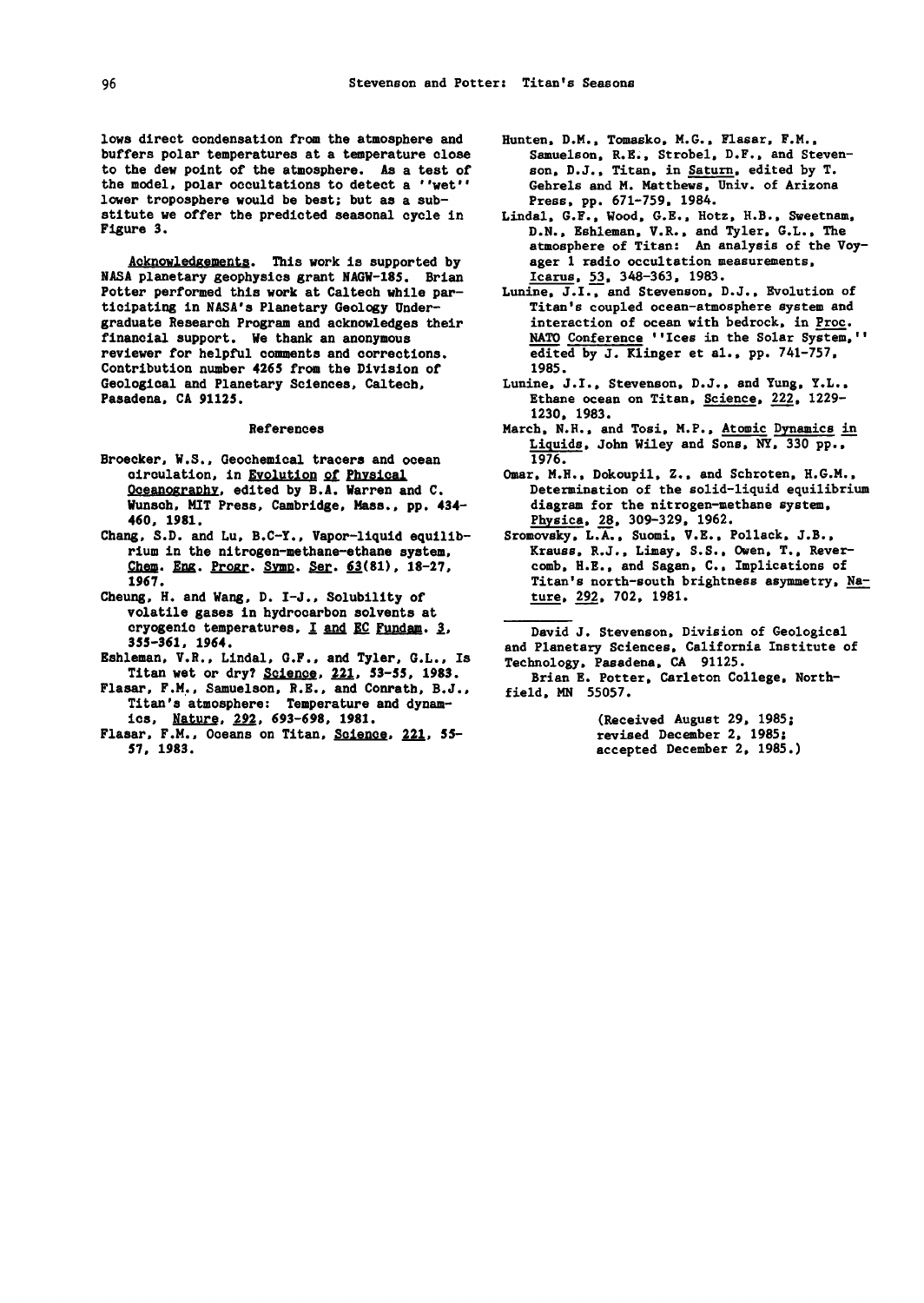lows direct condensation from the atmosphere and buffers polar temperatures at a temperature close to the dew point of the atmosphere. As a test of the model, polar occultations to detect a ''wet'' lower troposphere would be best; but as a substitute we offer the predicted seasonal cycle in Figure 3.

Acknowledgements. This work is supported by NASA planetary geophysics grant NAGW-185. Brian Potter performed this work at Caltech while participating in NASA's Planetary Geology Undergraduate Research Program and acknowledges their financial support. We thank an anonymous reviewer for helpful comments and corrections. Contribution number 4265 from the Division of Geological and Planetary Sciences, Caltech, Pasadena, CA 91125.

## References

Broecker, W.S., Geochemical tracers and ocean circulation, in Evolution of Physical Oceanography, edited by B.A. Warren and C. Wunsch, MIT Press, Cambridge, Mass., pp. 434-460, 1981.

Chang, S.D. and Lu, B.C-Y., Vapor-liquid equilibrium in the nitrogen-methane-ethane system, Chem. Eng. Progr. Symp. Ser. 63(81), 18-27, 1967.

Cheung, H. and Wang, D. I-J., Solubility of volatile gases in hydrocarbon solvents at cryogenic temperatures, I and EC Fundam. 3, 355-361, 1964.

Eshleman, V.R., Lindal, G.F., and Tyler, G.L., Is Titan wet or dry? Science, 221, 53-55, 1983.

Flasar, F.M., Samuelson, R.E., and Conrath, B.J., Titan's atmosphere: Temperature and dynamics, Nature, 292, 693-698, 1981.

Flasar, F.M., Oceans on Titan, Science, 221, 55-57, 1983.

Hunten, D.M., Tomasko, M.G., Flasar, F.M., Samuelson, R.E., Strobel, D.F., and Stevenson, D.J., Titan, in Saturn, edited by T. Gehrels and M. Matthews, Univ. of Arizona Press, pp. 671-759, 1984.

Lindal, G.F., Wood, G.E., Hotz, H.B., Sweetnam, D.N., Eshleman, V.R., and Tyler, G.L., The atmosphere of Titan: An analysis of the Voyager 1 radio occultation measurements, Icarus, 53, 348-363, 1983.

Lunine, J.I., and Stevenson, D.J., Evolution of Titan's coupled ocean-atmosphere system and interaction of ocean with bedrock, in Proc. NATO Conference ''Ices in the Solar System,'' edited by J. Klinger et al., pp. 741-757, 1985.

Lunine, J.I., Stevenson, D.J., and Yung, Y.L., Ethane ocean on Titan, Science, 222, 1229-1230, 1983.

March, N.H., and Tosi, M.P., Atomic Dynamics in Liquids, John Wiley and Sons, NY, 330 pp., 1976.

Omar, M.H., Dokoupil, Z., and Schroten, H.G.M., Determination of the solid-liquid equilibrium diagram for the nitrogen-methane system, Physica, 28, 309-329, 1962.

Sromovsky, L.A., Suomi, V.E., Pollack, J.B., Krauss, R.J., Limay, S.S., Owen, T., Revercomb, H.E., and Sagan, C., Implications of Titan's north-south brightness asymmetry, Nature, 292, 702, 1981.

---

David J. Stevenson, Division of Geological and Planetary Sciences, California Institute of Technology, Pasadena, CA 91125.

Brian E. Potter, Carleton College, Northfield, MN 55057.

(Received August 29, 1985;
revised December 2, 1985;
accepted December 2, 1985.)